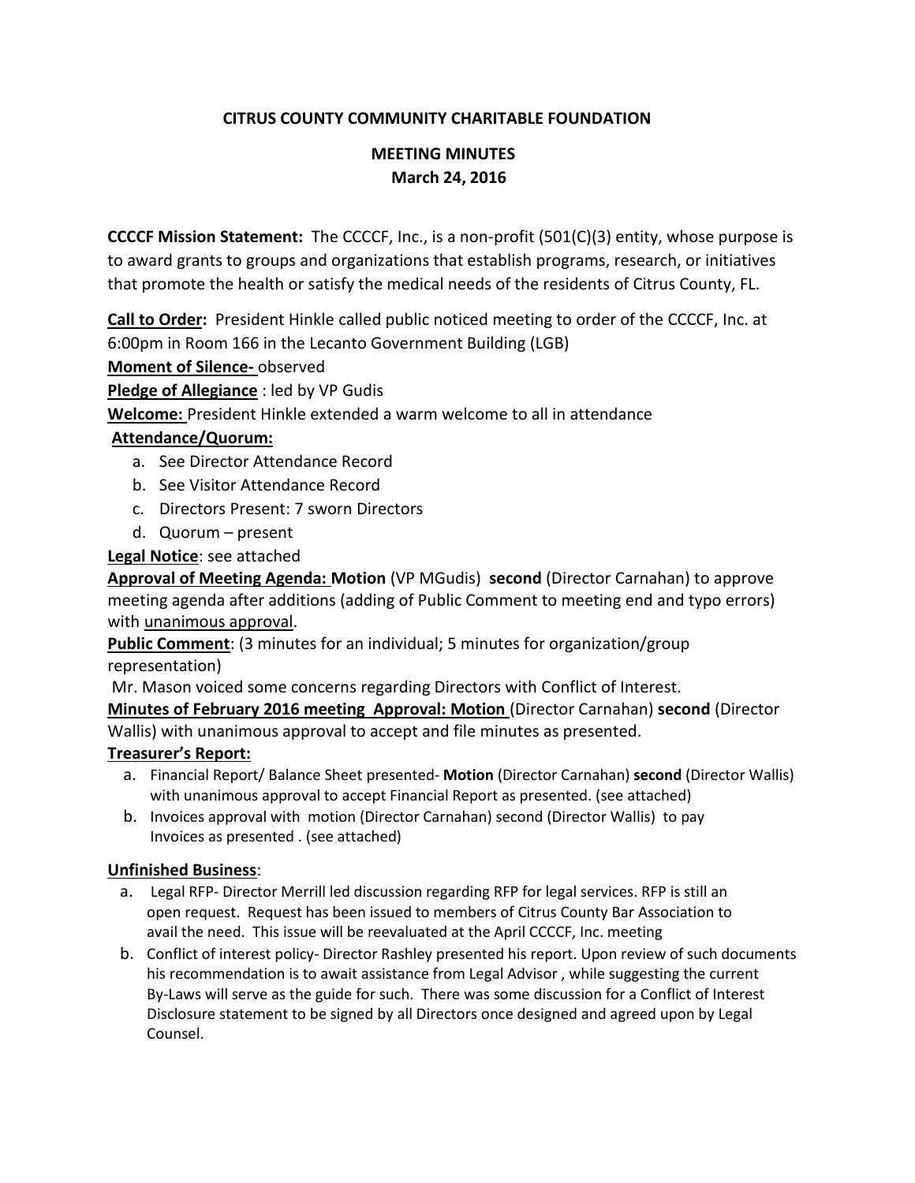# CITRUS COUNTY COMMUNITY CHARITABLE FOUNDATION

## MEETING MINUTES
## March 24, 2016

**CCCCF Mission Statement:** The CCCCF, Inc., is a non-profit (501(C)(3) entity, whose purpose is to award grants to groups and organizations that establish programs, research, or initiatives that promote the health or satisfy the medical needs of the residents of Citrus County, FL.

**Call to Order:** President Hinkle called public noticed meeting to order of the CCCCF, Inc. at 6:00pm in Room 166 in the Lecanto Government Building (LGB)

**Moment of Silence-** observed

**Pledge of Allegiance** : led by VP Gudis

**Welcome:** President Hinkle extended a warm welcome to all in attendance

**Attendance/Quorum:**

a. See Director Attendance Record
b. See Visitor Attendance Record
c. Directors Present: 7 sworn Directors
d. Quorum – present

**Legal Notice**: see attached

**Approval of Meeting Agenda: Motion** (VP MGudis) **second** (Director Carnahan) to approve meeting agenda after additions (adding of Public Comment to meeting end and typo errors) with unanimous approval.

**Public Comment**: (3 minutes for an individual; 5 minutes for organization/group representation)

Mr. Mason voiced some concerns regarding Directors with Conflict of Interest.

**Minutes of February 2016 meeting Approval: Motion** (Director Carnahan) **second** (Director Wallis) with unanimous approval to accept and file minutes as presented.

**Treasurer's Report:**

a. Financial Report/ Balance Sheet presented- **Motion** (Director Carnahan) **second** (Director Wallis) with unanimous approval to accept Financial Report as presented. (see attached)
b. Invoices approval with motion (Director Carnahan) second (Director Wallis) to pay Invoices as presented . (see attached)

**Unfinished Business**:

a. Legal RFP- Director Merrill led discussion regarding RFP for legal services. RFP is still an open request. Request has been issued to members of Citrus County Bar Association to avail the need. This issue will be reevaluated at the April CCCCF, Inc. meeting
b. Conflict of interest policy- Director Rashley presented his report. Upon review of such documents his recommendation is to await assistance from Legal Advisor , while suggesting the current By-Laws will serve as the guide for such. There was some discussion for a Conflict of Interest Disclosure statement to be signed by all Directors once designed and agreed upon by Legal Counsel.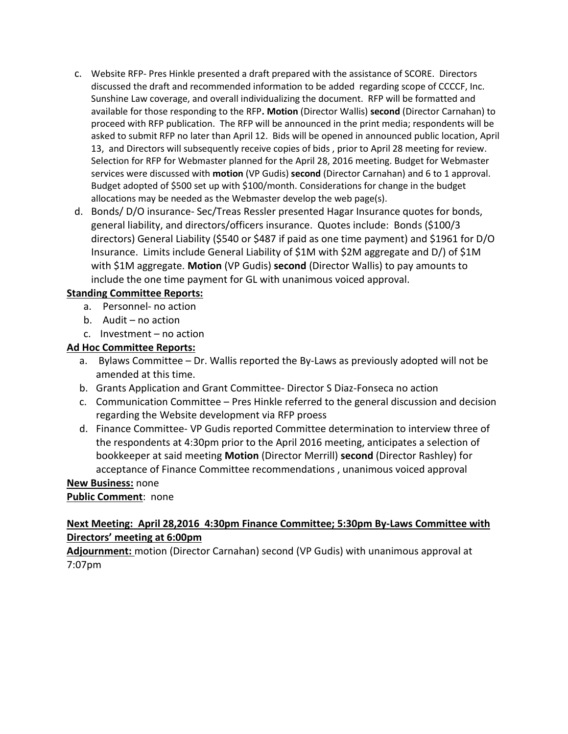c. Website RFP- Pres Hinkle presented a draft prepared with the assistance of SCORE. Directors discussed the draft and recommended information to be added regarding scope of CCCCF, Inc. Sunshine Law coverage, and overall individualizing the document. RFP will be formatted and available for those responding to the RFP**. Motion** (Director Wallis) **second** (Director Carnahan) to proceed with RFP publication. The RFP will be announced in the print media; respondents will be asked to submit RFP no later than April 12. Bids will be opened in announced public location, April 13, and Directors will subsequently receive copies of bids , prior to April 28 meeting for review. Selection for RFP for Webmaster planned for the April 28, 2016 meeting. Budget for Webmaster services were discussed with **motion** (VP Gudis) **second** (Director Carnahan) and 6 to 1 approval. Budget adopted of $500 set up with $100/month. Considerations for change in the budget allocations may be needed as the Webmaster develop the web page(s).

d. Bonds/ D/O insurance- Sec/Treas Ressler presented Hagar Insurance quotes for bonds, general liability, and directors/officers insurance. Quotes include: Bonds ($100/3 directors) General Liability ($540 or $487 if paid as one time payment) and $1961 for D/O Insurance. Limits include General Liability of $1M with $2M aggregate and D/) of $1M with $1M aggregate. **Motion** (VP Gudis) **second** (Director Wallis) to pay amounts to include the one time payment for GL with unanimous voiced approval.

**Standing Committee Reports:**

a. Personnel- no action
b. Audit – no action
c. Investment – no action

**Ad Hoc Committee Reports:**

a. Bylaws Committee – Dr. Wallis reported the By-Laws as previously adopted will not be amended at this time.
b. Grants Application and Grant Committee- Director S Diaz-Fonseca no action
c. Communication Committee – Pres Hinkle referred to the general discussion and decision regarding the Website development via RFP proess
d. Finance Committee- VP Gudis reported Committee determination to interview three of the respondents at 4:30pm prior to the April 2016 meeting, anticipates a selection of bookkeeper at said meeting **Motion** (Director Merrill) **second** (Director Rashley) for acceptance of Finance Committee recommendations , unanimous voiced approval

**New Business:** none

**Public Comment**: none

**Next Meeting: April 28,2016 4:30pm Finance Committee; 5:30pm By-Laws Committee with Directors' meeting at 6:00pm**

**Adjournment:** motion (Director Carnahan) second (VP Gudis) with unanimous approval at 7:07pm